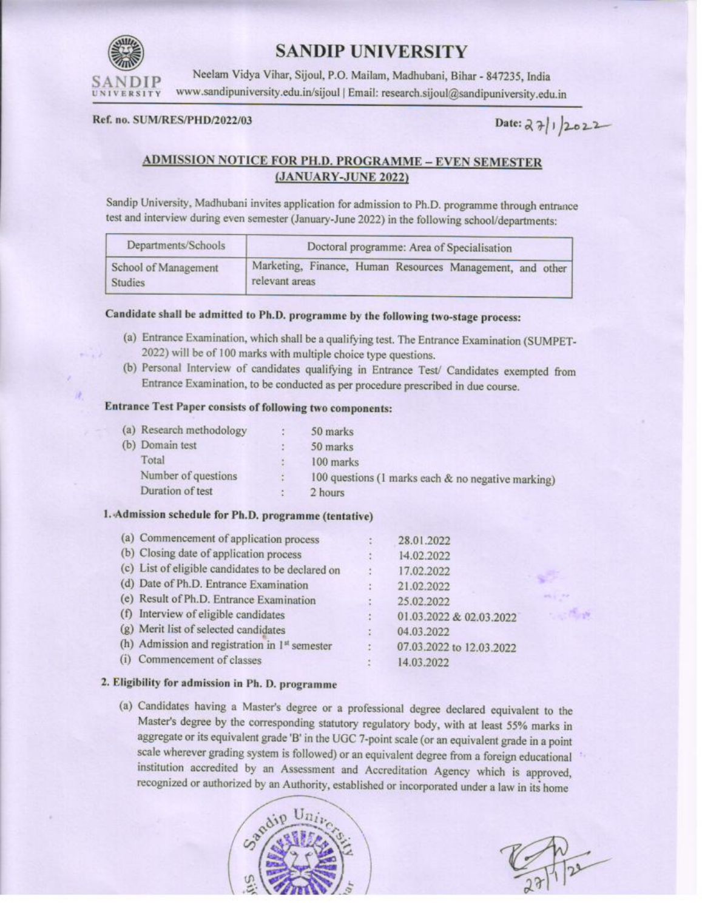# SANDIP UNIVERSITY

Neelam Vidya Vihar, Sijoul, P.O. Mailam, Madhubani, Bihar - 847235, India
www.sandipuniversity.edu.in/sijoul | Email: research.sijoul@sandipuniversity.edu.in

**Ref. no. SUM/RES/PHD/2022/03** **Date:** 27/1/2022

## ADMISSION NOTICE FOR PH.D. PROGRAMME – EVEN SEMESTER (JANUARY-JUNE 2022)

Sandip University, Madhubani invites application for admission to Ph.D. programme through entrance test and interview during even semester (January-June 2022) in the following school/departments:

| Departments/Schools | Doctoral programme: Area of Specialisation |
|---|---|
| School of Management Studies | Marketing, Finance, Human Resources Management, and other relevant areas |

**Candidate shall be admitted to Ph.D. programme by the following two-stage process:**

(a) Entrance Examination, which shall be a qualifying test. The Entrance Examination (SUMPET-2022) will be of 100 marks with multiple choice type questions.

(b) Personal Interview of candidates qualifying in Entrance Test/ Candidates exempted from Entrance Examination, to be conducted as per procedure prescribed in due course.

**Entrance Test Paper consists of following two components:**

| | | |
|---|---|---|
| (a) Research methodology | : | 50 marks |
| (b) Domain test | : | 50 marks |
| Total | : | 100 marks |
| Number of questions | : | 100 questions (1 marks each & no negative marking) |
| Duration of test | : | 2 hours |

**1. Admission schedule for Ph.D. programme (tentative)**

| | | |
|---|---|---|
| (a) Commencement of application process | : | 28.01.2022 |
| (b) Closing date of application process | : | 14.02.2022 |
| (c) List of eligible candidates to be declared on | : | 17.02.2022 |
| (d) Date of Ph.D. Entrance Examination | : | 21.02.2022 |
| (e) Result of Ph.D. Entrance Examination | : | 25.02.2022 |
| (f) Interview of eligible candidates | : | 01.03.2022 & 02.03.2022 |
| (g) Merit list of selected candidates | : | 04.03.2022 |
| (h) Admission and registration in 1st semester | : | 07.03.2022 to 12.03.2022 |
| (i) Commencement of classes | : | 14.03.2022 |

**2. Eligibility for admission in Ph. D. programme**

(a) Candidates having a Master's degree or a professional degree declared equivalent to the Master's degree by the corresponding statutory regulatory body, with at least 55% marks in aggregate or its equivalent grade 'B' in the UGC 7-point scale (or an equivalent grade in a point scale wherever grading system is followed) or an equivalent degree from a foreign educational institution accredited by an Assessment and Accreditation Agency which is approved, recognized or authorized by an Authority, established or incorporated under a law in its home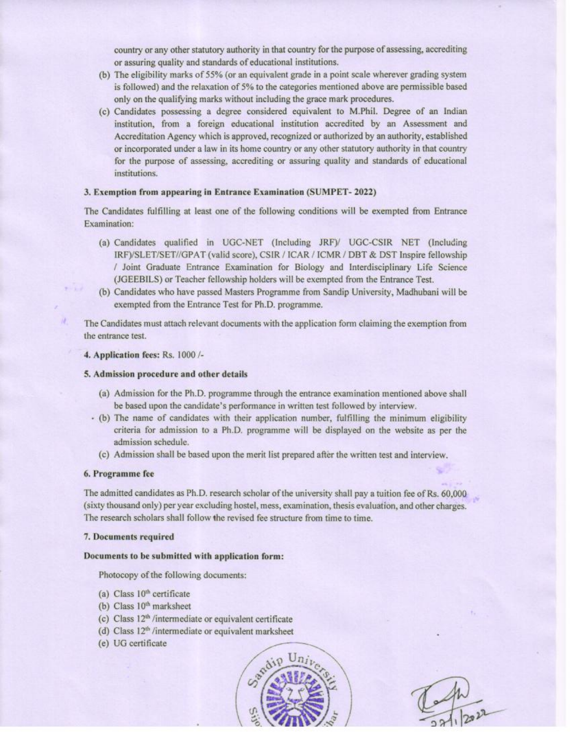country or any other statutory authority in that country for the purpose of assessing, accrediting or assuring quality and standards of educational institutions.

(b) The eligibility marks of 55% (or an equivalent grade in a point scale wherever grading system is followed) and the relaxation of 5% to the categories mentioned above are permissible based only on the qualifying marks without including the grace mark procedures.

(c) Candidates possessing a degree considered equivalent to M.Phil. Degree of an Indian institution, from a foreign educational institution accredited by an Assessment and Accreditation Agency which is approved, recognized or authorized by an authority, established or incorporated under a law in its home country or any other statutory authority in that country for the purpose of assessing, accrediting or assuring quality and standards of educational institutions.

**3. Exemption from appearing in Entrance Examination (SUMPET- 2022)**

The Candidates fulfilling at least one of the following conditions will be exempted from Entrance Examination:

(a) Candidates qualified in UGC-NET (Including JRF)/ UGC-CSIR NET (Including JRF)/SLET/SET//GPAT (valid score), CSIR / ICAR / ICMR / DBT & DST Inspire fellowship / Joint Graduate Entrance Examination for Biology and Interdisciplinary Life Science (JGEEBILS) or Teacher fellowship holders will be exempted from the Entrance Test.

(b) Candidates who have passed Masters Programme from Sandip University, Madhubani will be exempted from the Entrance Test for Ph.D. programme.

The Candidates must attach relevant documents with the application form claiming the exemption from the entrance test.

**4. Application fees:** Rs. 1000 /-

**5. Admission procedure and other details**

(a) Admission for the Ph.D. programme through the entrance examination mentioned above shall be based upon the candidate's performance in written test followed by interview.

(b) The name of candidates with their application number, fulfilling the minimum eligibility criteria for admission to a Ph.D. programme will be displayed on the website as per the admission schedule.

(c) Admission shall be based upon the merit list prepared after the written test and interview.

**6. Programme fee**

The admitted candidates as Ph.D. research scholar of the university shall pay a tuition fee of Rs. 60,000 (sixty thousand only) per year excluding hostel, mess, examination, thesis evaluation, and other charges. The research scholars shall follow the revised fee structure from time to time.

**7. Documents required**

**Documents to be submitted with application form:**

Photocopy of the following documents:

(a) Class 10th certificate

(b) Class 10th marksheet

(c) Class 12th /intermediate or equivalent certificate

(d) Class 12th /intermediate or equivalent marksheet

(e) UG certificate

Sandip University

27/1/2022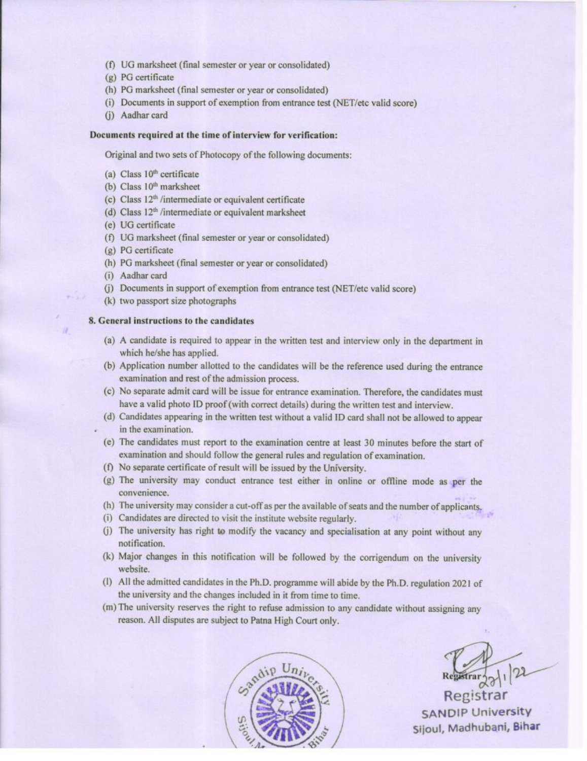(f) UG marksheet (final semester or year or consolidated)
(g) PG certificate
(h) PG marksheet (final semester or year or consolidated)
(i) Documents in support of exemption from entrance test (NET/etc valid score)
(j) Aadhar card

**Documents required at the time of interview for verification:**

Original and two sets of Photocopy of the following documents:

(a) Class 10th certificate
(b) Class 10th marksheet
(c) Class 12th /intermediate or equivalent certificate
(d) Class 12th /intermediate or equivalent marksheet
(e) UG certificate
(f) UG marksheet (final semester or year or consolidated)
(g) PG certificate
(h) PG marksheet (final semester or year or consolidated)
(i) Aadhar card
(j) Documents in support of exemption from entrance test (NET/etc valid score)
(k) two passport size photographs

**8. General instructions to the candidates**

(a) A candidate is required to appear in the written test and interview only in the department in which he/she has applied.
(b) Application number allotted to the candidates will be the reference used during the entrance examination and rest of the admission process.
(c) No separate admit card will be issue for entrance examination. Therefore, the candidates must have a valid photo ID proof (with correct details) during the written test and interview.
(d) Candidates appearing in the written test without a valid ID card shall not be allowed to appear in the examination.
(e) The candidates must report to the examination centre at least 30 minutes before the start of examination and should follow the general rules and regulation of examination.
(f) No separate certificate of result will be issued by the University.
(g) The university may conduct entrance test either in online or offline mode as per the convenience.
(h) The university may consider a cut-off as per the available of seats and the number of applicants.
(i) Candidates are directed to visit the institute website regularly.
(j) The university has right to modify the vacancy and specialisation at any point without any notification.
(k) Major changes in this notification will be followed by the corrigendum on the university website.
(l) All the admitted candidates in the Ph.D. programme will abide by the Ph.D. regulation 2021 of the university and the changes included in it from time to time.
(m) The university reserves the right to refuse admission to any candidate without assigning any reason. All disputes are subject to Patna High Court only.

Registrar 22/1/22

Registrar
SANDIP University
Sijoul, Madhubani, Bihar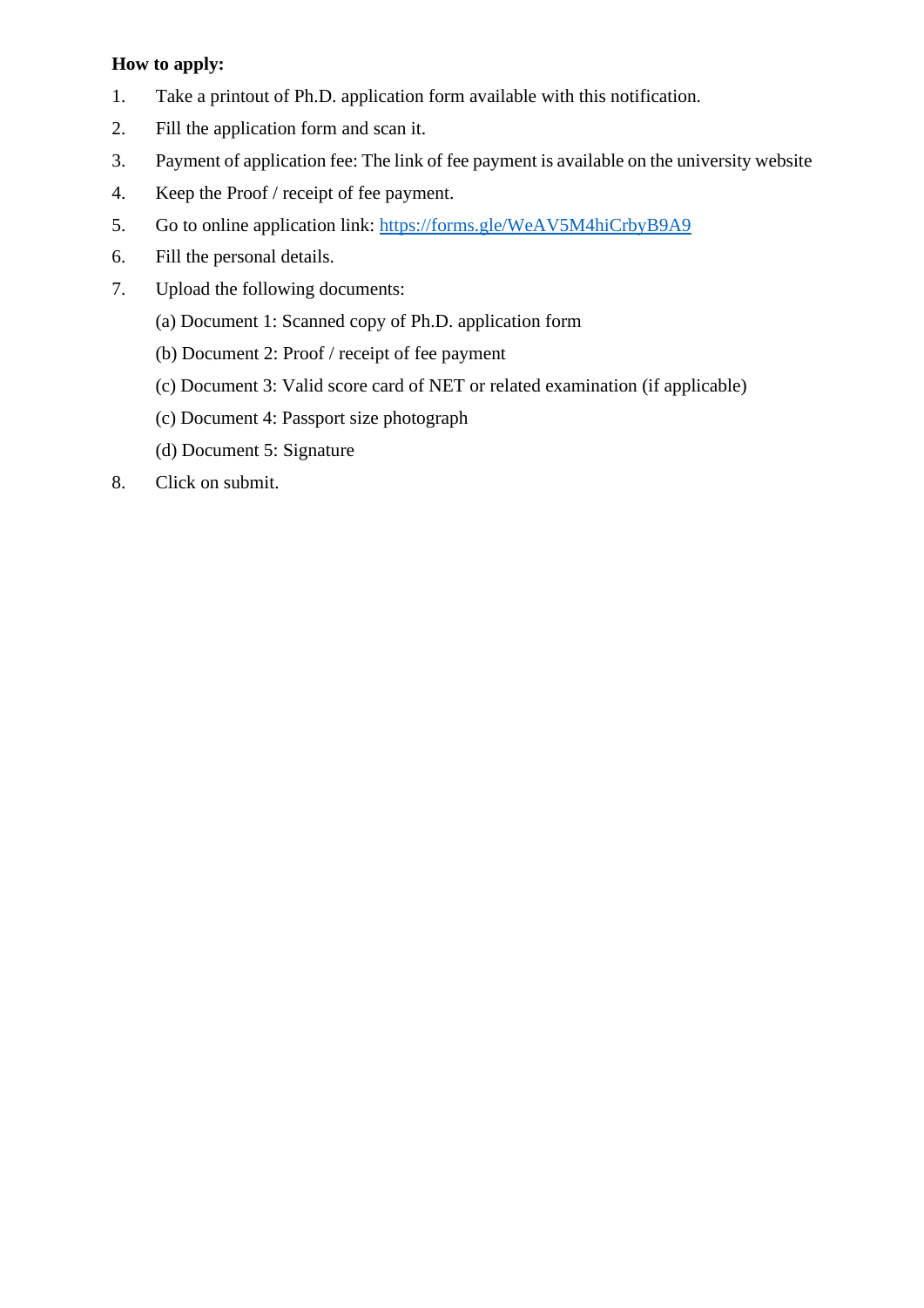**How to apply:**

1. Take a printout of Ph.D. application form available with this notification.
2. Fill the application form and scan it.
3. Payment of application fee: The link of fee payment is available on the university website
4. Keep the Proof / receipt of fee payment.
5. Go to online application link: [https://forms.gle/WeAV5M4hiCrbyB9A9](https://forms.gle/WeAV5M4hiCrbyB9A9)
6. Fill the personal details.
7. Upload the following documents:

   (a) Document 1: Scanned copy of Ph.D. application form

   (b) Document 2: Proof / receipt of fee payment

   (c) Document 3: Valid score card of NET or related examination (if applicable)

   (c) Document 4: Passport size photograph

   (d) Document 5: Signature
8. Click on submit.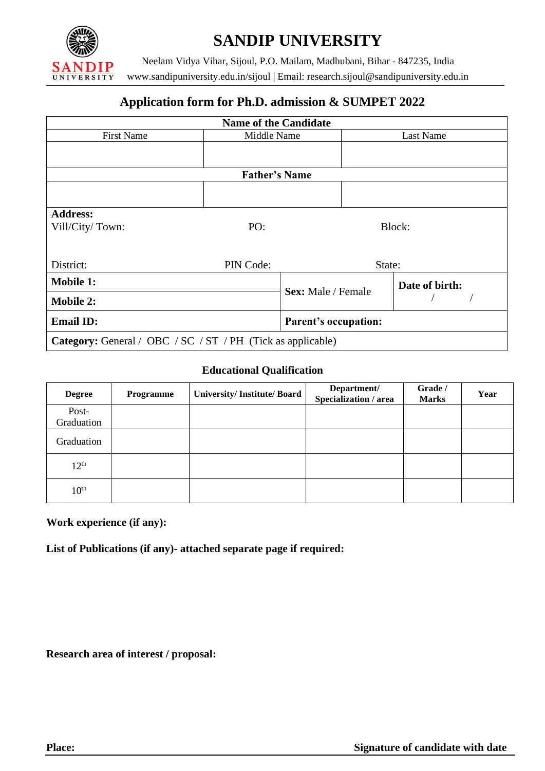# SANDIP UNIVERSITY

Neelam Vidya Vihar, Sijoul, P.O. Mailam, Madhubani, Bihar - 847235, India

www.sandipuniversity.edu.in/sijoul | Email: research.sijoul@sandipuniversity.edu.in

## Application form for Ph.D. admission & SUMPET 2022

| **Name of the Candidate** | | |
|---|---|---|
| First Name | Middle Name | Last Name |
| | | |
| **Father's Name** | | |
| | | |

**Address:**

Vill/City/ Town: PO: Block:

District: PIN Code: State:

| | | |
|---|---|---|
| **Mobile 1:** | **Sex:** Male / Female | **Date of birth:** / / |
| **Mobile 2:** | | |
| **Email ID:** | **Parent's occupation:** | |

**Category:** General / OBC / SC / ST / PH (Tick as applicable)

### Educational Qualification

| Degree | Programme | University/ Institute/ Board | Department/ Specialization / area | Grade / Marks | Year |
|---|---|---|---|---|---|
| Post-Graduation | | | | | |
| Graduation | | | | | |
| 12th | | | | | |
| 10th | | | | | |

**Work experience (if any):**

**List of Publications (if any)- attached separate page if required:**

**Research area of interest / proposal:**

**Place:**

**Signature of candidate with date**